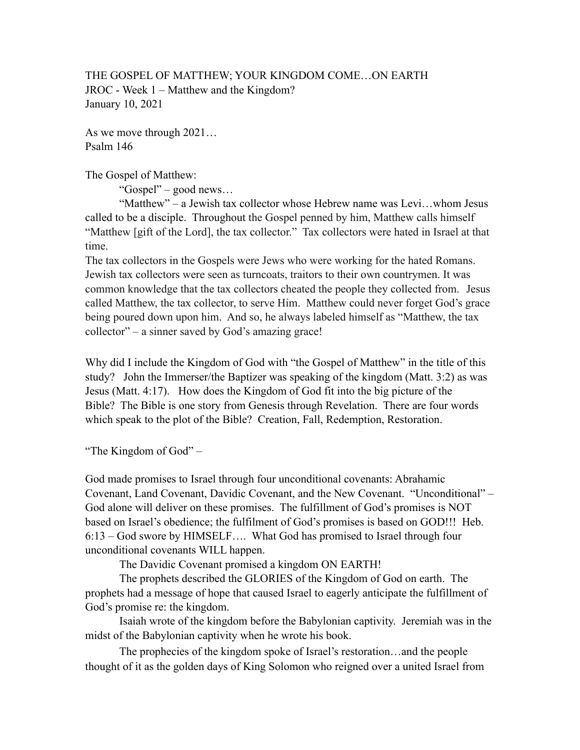# THE GOSPEL OF MATTHEW; YOUR KINGDOM COME…ON EARTH

JROC - Week 1 – Matthew and the Kingdom?

January 10, 2021

As we move through 2021…
Psalm 146

The Gospel of Matthew:

"Gospel" – good news…

"Matthew" – a Jewish tax collector whose Hebrew name was Levi…whom Jesus called to be a disciple. Throughout the Gospel penned by him, Matthew calls himself "Matthew [gift of the Lord], the tax collector." Tax collectors were hated in Israel at that time.

The tax collectors in the Gospels were Jews who were working for the hated Romans. Jewish tax collectors were seen as turncoats, traitors to their own countrymen. It was common knowledge that the tax collectors cheated the people they collected from. Jesus called Matthew, the tax collector, to serve Him. Matthew could never forget God's grace being poured down upon him. And so, he always labeled himself as "Matthew, the tax collector" – a sinner saved by God's amazing grace!

Why did I include the Kingdom of God with "the Gospel of Matthew" in the title of this study? John the Immerser/the Baptizer was speaking of the kingdom (Matt. 3:2) as was Jesus (Matt. 4:17). How does the Kingdom of God fit into the big picture of the Bible? The Bible is one story from Genesis through Revelation. There are four words which speak to the plot of the Bible? Creation, Fall, Redemption, Restoration.

"The Kingdom of God" –

God made promises to Israel through four unconditional covenants: Abrahamic Covenant, Land Covenant, Davidic Covenant, and the New Covenant. "Unconditional" – God alone will deliver on these promises. The fulfillment of God's promises is NOT based on Israel's obedience; the fulfilment of God's promises is based on GOD!!! Heb. 6:13 – God swore by HIMSELF…. What God has promised to Israel through four unconditional covenants WILL happen.

The Davidic Covenant promised a kingdom ON EARTH!

The prophets described the GLORIES of the Kingdom of God on earth. The prophets had a message of hope that caused Israel to eagerly anticipate the fulfillment of God's promise re: the kingdom.

Isaiah wrote of the kingdom before the Babylonian captivity. Jeremiah was in the midst of the Babylonian captivity when he wrote his book.

The prophecies of the kingdom spoke of Israel's restoration…and the people thought of it as the golden days of King Solomon who reigned over a united Israel from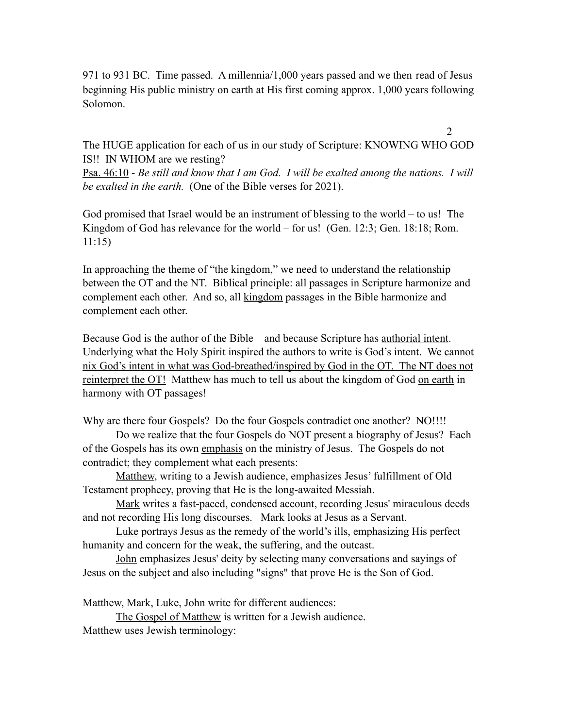971 to 931 BC. Time passed. A millennia/1,000 years passed and we then read of Jesus beginning His public ministry on earth at His first coming approx. 1,000 years following Solomon.

The HUGE application for each of us in our study of Scripture: KNOWING WHO GOD IS!! IN WHOM are we resting?

<u>Psa. 46:10</u> - *Be still and know that I am God. I will be exalted among the nations. I will be exalted in the earth.* (One of the Bible verses for 2021).

God promised that Israel would be an instrument of blessing to the world – to us! The Kingdom of God has relevance for the world – for us! (Gen. 12:3; Gen. 18:18; Rom. 11:15)

In approaching the <u>theme</u> of "the kingdom," we need to understand the relationship between the OT and the NT. Biblical principle: all passages in Scripture harmonize and complement each other. And so, all <u>kingdom</u> passages in the Bible harmonize and complement each other.

Because God is the author of the Bible – and because Scripture has <u>authorial intent</u>. Underlying what the Holy Spirit inspired the authors to write is God's intent. <u>We cannot nix God's intent in what was God-breathed/inspired by God in the OT. The NT does not reinterpret the OT!</u> Matthew has much to tell us about the kingdom of God <u>on earth</u> in harmony with OT passages!

Why are there four Gospels? Do the four Gospels contradict one another? NO!!!!

Do we realize that the four Gospels do NOT present a biography of Jesus? Each of the Gospels has its own <u>emphasis</u> on the ministry of Jesus. The Gospels do not contradict; they complement what each presents:

<u>Matthew</u>, writing to a Jewish audience, emphasizes Jesus' fulfillment of Old Testament prophecy, proving that He is the long-awaited Messiah.

<u>Mark</u> writes a fast-paced, condensed account, recording Jesus' miraculous deeds and not recording His long discourses. Mark looks at Jesus as a Servant.

<u>Luke</u> portrays Jesus as the remedy of the world's ills, emphasizing His perfect humanity and concern for the weak, the suffering, and the outcast.

<u>John</u> emphasizes Jesus' deity by selecting many conversations and sayings of Jesus on the subject and also including "signs" that prove He is the Son of God.

Matthew, Mark, Luke, John write for different audiences:

<u>The Gospel of Matthew</u> is written for a Jewish audience.

Matthew uses Jewish terminology: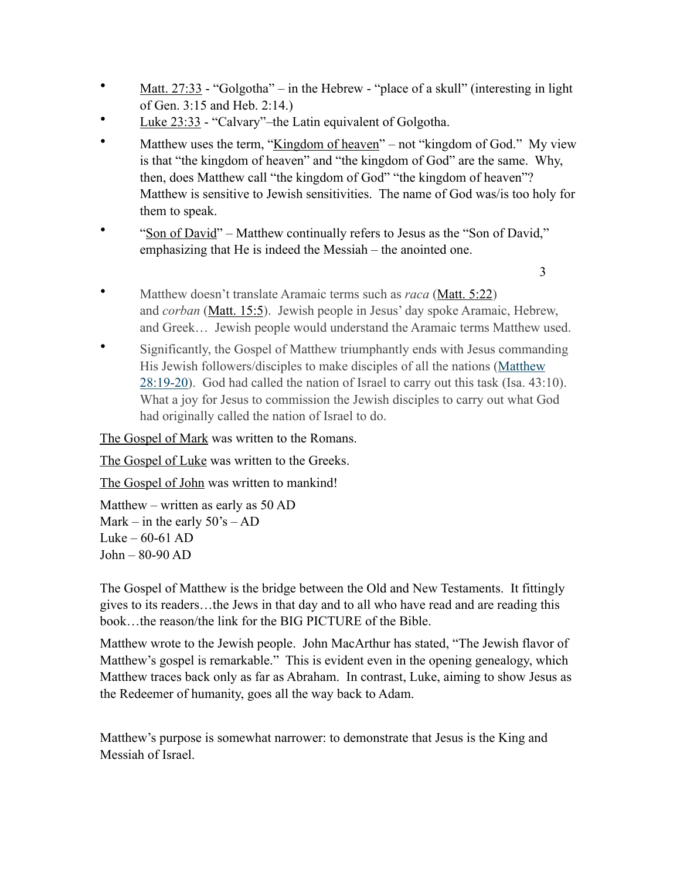- Matt. 27:33 - "Golgotha" – in the Hebrew - "place of a skull" (interesting in light of Gen. 3:15 and Heb. 2:14.)
- Luke 23:33 - "Calvary"–the Latin equivalent of Golgotha.
- Matthew uses the term, "Kingdom of heaven" – not "kingdom of God." My view is that "the kingdom of heaven" and "the kingdom of God" are the same. Why, then, does Matthew call "the kingdom of God" "the kingdom of heaven"? Matthew is sensitive to Jewish sensitivities. The name of God was/is too holy for them to speak.
- "Son of David" – Matthew continually refers to Jesus as the "Son of David," emphasizing that He is indeed the Messiah – the anointed one.
- Matthew doesn't translate Aramaic terms such as *raca* (Matt. 5:22) and *corban* (Matt. 15:5). Jewish people in Jesus' day spoke Aramaic, Hebrew, and Greek… Jewish people would understand the Aramaic terms Matthew used.
- Significantly, the Gospel of Matthew triumphantly ends with Jesus commanding His Jewish followers/disciples to make disciples of all the nations (Matthew 28:19-20). God had called the nation of Israel to carry out this task (Isa. 43:10). What a joy for Jesus to commission the Jewish disciples to carry out what God had originally called the nation of Israel to do.

The Gospel of Mark was written to the Romans.

The Gospel of Luke was written to the Greeks.

The Gospel of John was written to mankind!

Matthew – written as early as 50 AD
Mark – in the early 50's – AD
Luke – 60-61 AD
John – 80-90 AD

The Gospel of Matthew is the bridge between the Old and New Testaments. It fittingly gives to its readers…the Jews in that day and to all who have read and are reading this book…the reason/the link for the BIG PICTURE of the Bible.

Matthew wrote to the Jewish people. John MacArthur has stated, "The Jewish flavor of Matthew's gospel is remarkable." This is evident even in the opening genealogy, which Matthew traces back only as far as Abraham. In contrast, Luke, aiming to show Jesus as the Redeemer of humanity, goes all the way back to Adam.

Matthew's purpose is somewhat narrower: to demonstrate that Jesus is the King and Messiah of Israel.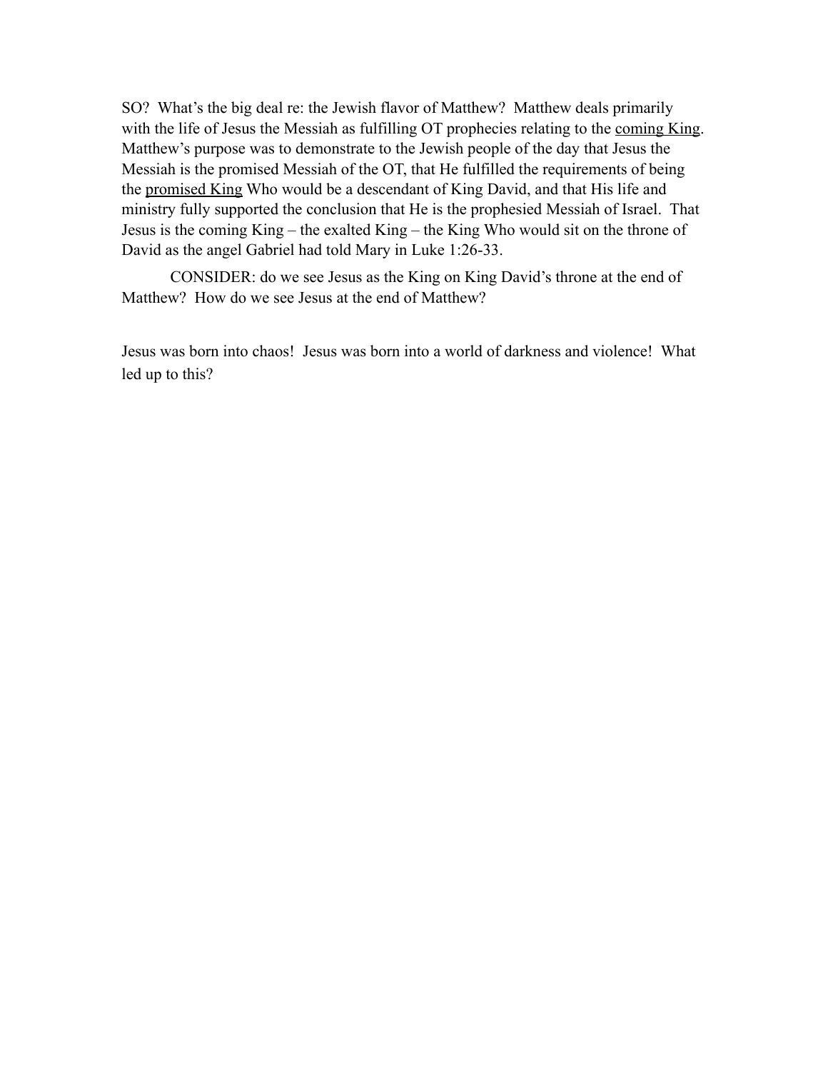SO? What's the big deal re: the Jewish flavor of Matthew? Matthew deals primarily with the life of Jesus the Messiah as fulfilling OT prophecies relating to the <u>coming King</u>. Matthew's purpose was to demonstrate to the Jewish people of the day that Jesus the Messiah is the promised Messiah of the OT, that He fulfilled the requirements of being the <u>promised King</u> Who would be a descendant of King David, and that His life and ministry fully supported the conclusion that He is the prophesied Messiah of Israel. That Jesus is the coming King – the exalted King – the King Who would sit on the throne of David as the angel Gabriel had told Mary in Luke 1:26-33.

CONSIDER: do we see Jesus as the King on King David's throne at the end of Matthew? How do we see Jesus at the end of Matthew?

Jesus was born into chaos! Jesus was born into a world of darkness and violence! What led up to this?